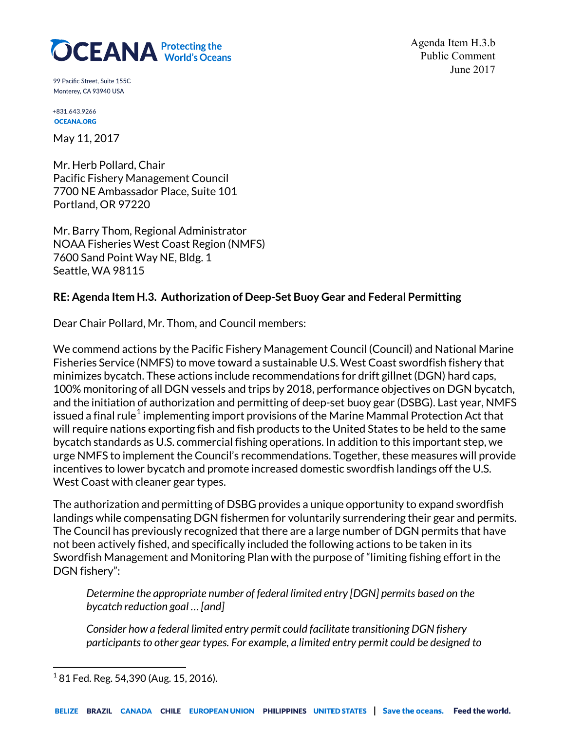OCEANA Protecting the World's Oceans

99 Pacific Street, Suite 155C
Monterey, CA 93940 USA

+831.643.9266
OCEANA.ORG

Agenda Item H.3.b
Public Comment
June 2017

May 11, 2017

Mr. Herb Pollard, Chair
Pacific Fishery Management Council
7700 NE Ambassador Place, Suite 101
Portland, OR 97220

Mr. Barry Thom, Regional Administrator
NOAA Fisheries West Coast Region (NMFS)
7600 Sand Point Way NE, Bldg. 1
Seattle, WA 98115

**RE: Agenda Item H.3. Authorization of Deep-Set Buoy Gear and Federal Permitting**

Dear Chair Pollard, Mr. Thom, and Council members:

We commend actions by the Pacific Fishery Management Council (Council) and National Marine Fisheries Service (NMFS) to move toward a sustainable U.S. West Coast swordfish fishery that minimizes bycatch. These actions include recommendations for drift gillnet (DGN) hard caps, 100% monitoring of all DGN vessels and trips by 2018, performance objectives on DGN bycatch, and the initiation of authorization and permitting of deep-set buoy gear (DSBG). Last year, NMFS issued a final rule[1] implementing import provisions of the Marine Mammal Protection Act that will require nations exporting fish and fish products to the United States to be held to the same bycatch standards as U.S. commercial fishing operations. In addition to this important step, we urge NMFS to implement the Council's recommendations. Together, these measures will provide incentives to lower bycatch and promote increased domestic swordfish landings off the U.S. West Coast with cleaner gear types.

The authorization and permitting of DSBG provides a unique opportunity to expand swordfish landings while compensating DGN fishermen for voluntarily surrendering their gear and permits. The Council has previously recognized that there are a large number of DGN permits that have not been actively fished, and specifically included the following actions to be taken in its Swordfish Management and Monitoring Plan with the purpose of "limiting fishing effort in the DGN fishery":

> *Determine the appropriate number of federal limited entry [DGN] permits based on the bycatch reduction goal … [and]*
>
> *Consider how a federal limited entry permit could facilitate transitioning DGN fishery participants to other gear types. For example, a limited entry permit could be designed to*

[1] 81 Fed. Reg. 54,390 (Aug. 15, 2016).

BELIZE BRAZIL CANADA CHILE EUROPEAN UNION PHILIPPINES UNITED STATES | Save the oceans. Feed the world.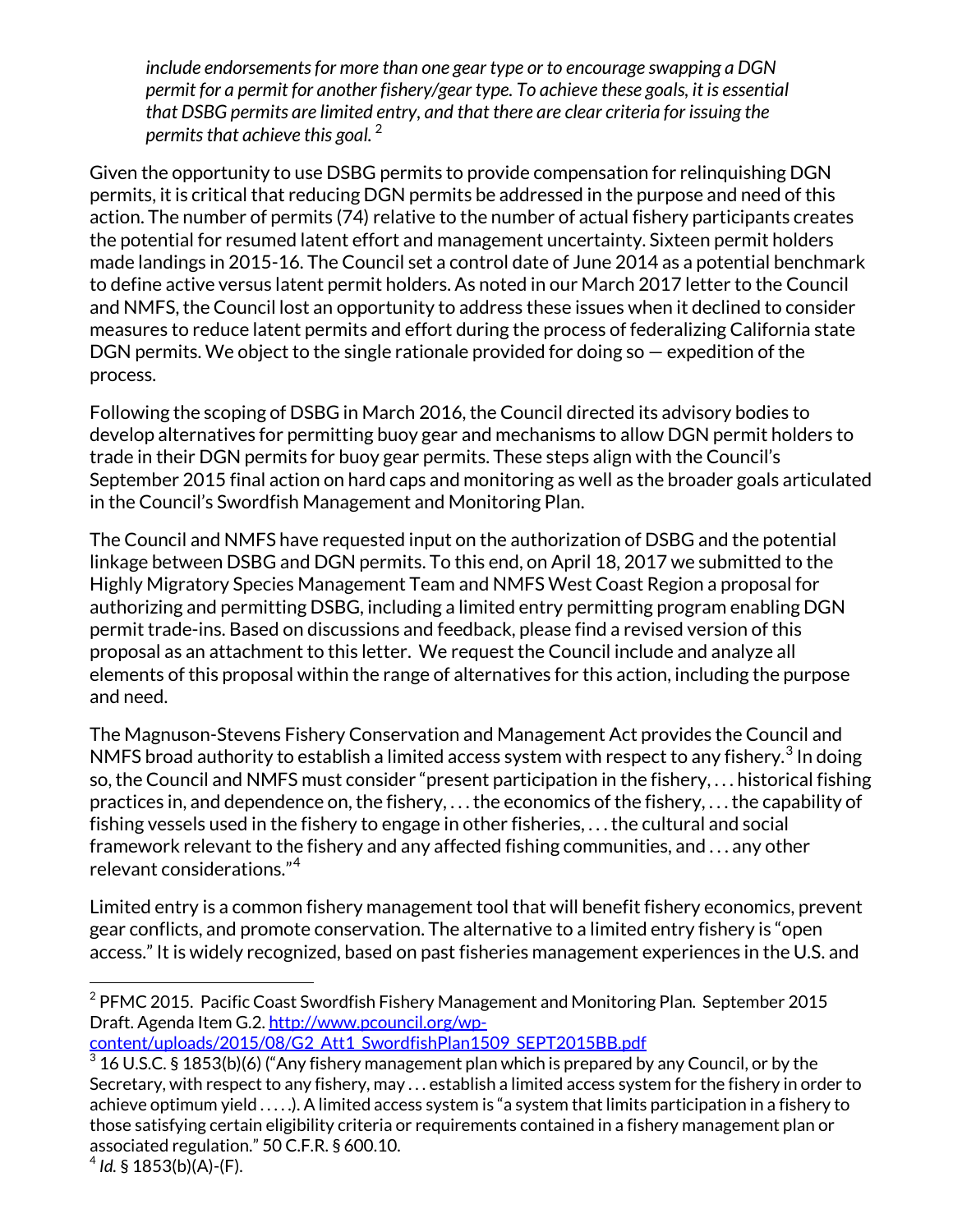*include endorsements for more than one gear type or to encourage swapping a DGN permit for a permit for another fishery/gear type. To achieve these goals, it is essential that DSBG permits are limited entry, and that there are clear criteria for issuing the permits that achieve this goal.* [2]

Given the opportunity to use DSBG permits to provide compensation for relinquishing DGN permits, it is critical that reducing DGN permits be addressed in the purpose and need of this action. The number of permits (74) relative to the number of actual fishery participants creates the potential for resumed latent effort and management uncertainty. Sixteen permit holders made landings in 2015-16. The Council set a control date of June 2014 as a potential benchmark to define active versus latent permit holders. As noted in our March 2017 letter to the Council and NMFS, the Council lost an opportunity to address these issues when it declined to consider measures to reduce latent permits and effort during the process of federalizing California state DGN permits. We object to the single rationale provided for doing so — expedition of the process.

Following the scoping of DSBG in March 2016, the Council directed its advisory bodies to develop alternatives for permitting buoy gear and mechanisms to allow DGN permit holders to trade in their DGN permits for buoy gear permits. These steps align with the Council's September 2015 final action on hard caps and monitoring as well as the broader goals articulated in the Council's Swordfish Management and Monitoring Plan.

The Council and NMFS have requested input on the authorization of DSBG and the potential linkage between DSBG and DGN permits. To this end, on April 18, 2017 we submitted to the Highly Migratory Species Management Team and NMFS West Coast Region a proposal for authorizing and permitting DSBG, including a limited entry permitting program enabling DGN permit trade-ins. Based on discussions and feedback, please find a revised version of this proposal as an attachment to this letter. We request the Council include and analyze all elements of this proposal within the range of alternatives for this action, including the purpose and need.

The Magnuson-Stevens Fishery Conservation and Management Act provides the Council and NMFS broad authority to establish a limited access system with respect to any fishery.[3] In doing so, the Council and NMFS must consider "present participation in the fishery, . . . historical fishing practices in, and dependence on, the fishery, . . . the economics of the fishery, . . . the capability of fishing vessels used in the fishery to engage in other fisheries, . . . the cultural and social framework relevant to the fishery and any affected fishing communities, and . . . any other relevant considerations."[4]

Limited entry is a common fishery management tool that will benefit fishery economics, prevent gear conflicts, and promote conservation. The alternative to a limited entry fishery is "open access." It is widely recognized, based on past fisheries management experiences in the U.S. and

---

[2] PFMC 2015. Pacific Coast Swordfish Fishery Management and Monitoring Plan. September 2015 Draft. Agenda Item G.2. http://www.pcouncil.org/wp-content/uploads/2015/08/G2_Att1_SwordfishPlan1509_SEPT2015BB.pdf

[3] 16 U.S.C. § 1853(b)(6) ("Any fishery management plan which is prepared by any Council, or by the Secretary, with respect to any fishery, may . . . establish a limited access system for the fishery in order to achieve optimum yield . . . . .). A limited access system is "a system that limits participation in a fishery to those satisfying certain eligibility criteria or requirements contained in a fishery management plan or associated regulation." 50 C.F.R. § 600.10.

[4] *Id.* § 1853(b)(A)-(F).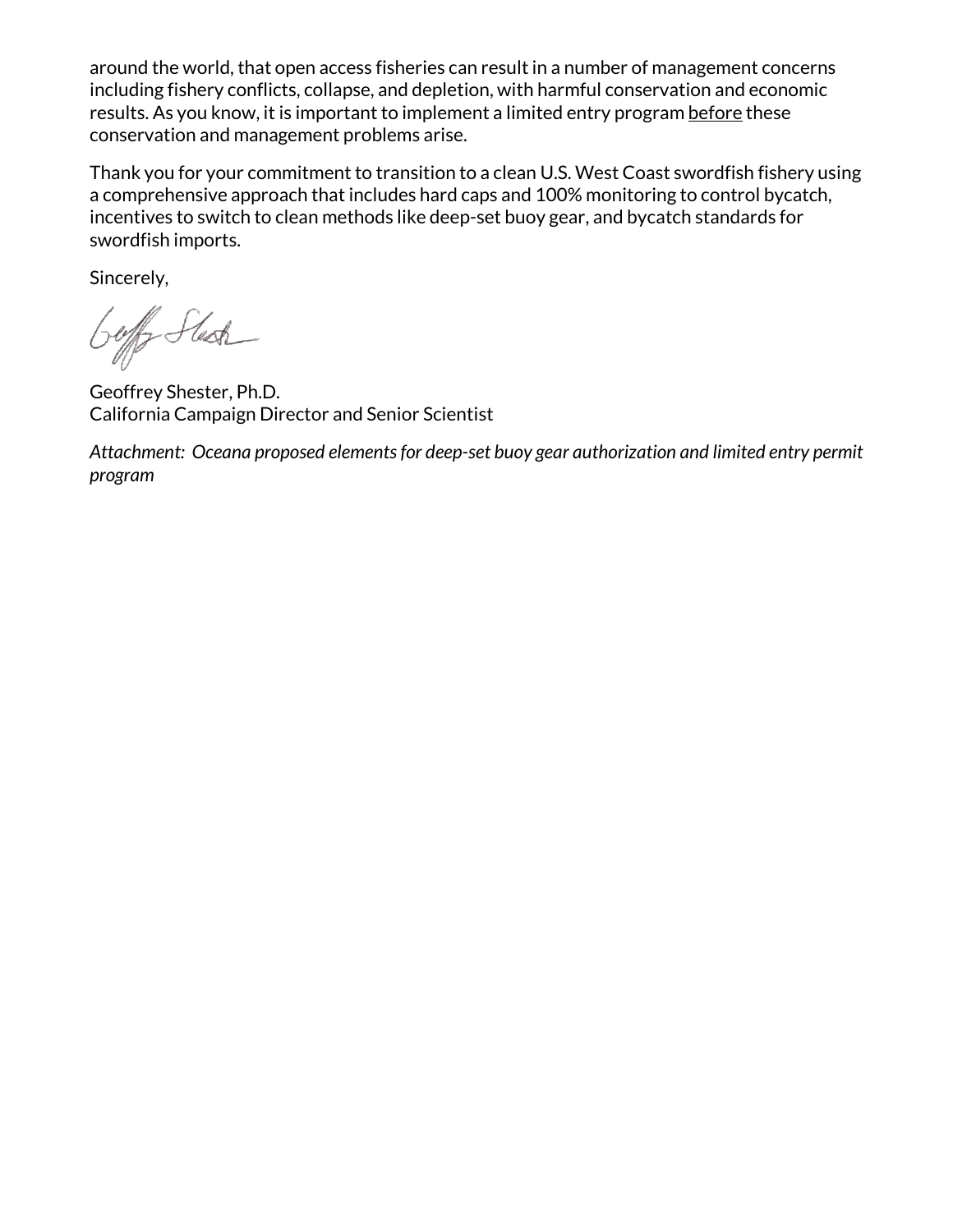around the world, that open access fisheries can result in a number of management concerns including fishery conflicts, collapse, and depletion, with harmful conservation and economic results. As you know, it is important to implement a limited entry program <u>before</u> these conservation and management problems arise.

Thank you for your commitment to transition to a clean U.S. West Coast swordfish fishery using a comprehensive approach that includes hard caps and 100% monitoring to control bycatch, incentives to switch to clean methods like deep-set buoy gear, and bycatch standards for swordfish imports.

Sincerely,

Geoffrey Shester, Ph.D.
California Campaign Director and Senior Scientist

*Attachment: Oceana proposed elements for deep-set buoy gear authorization and limited entry permit program*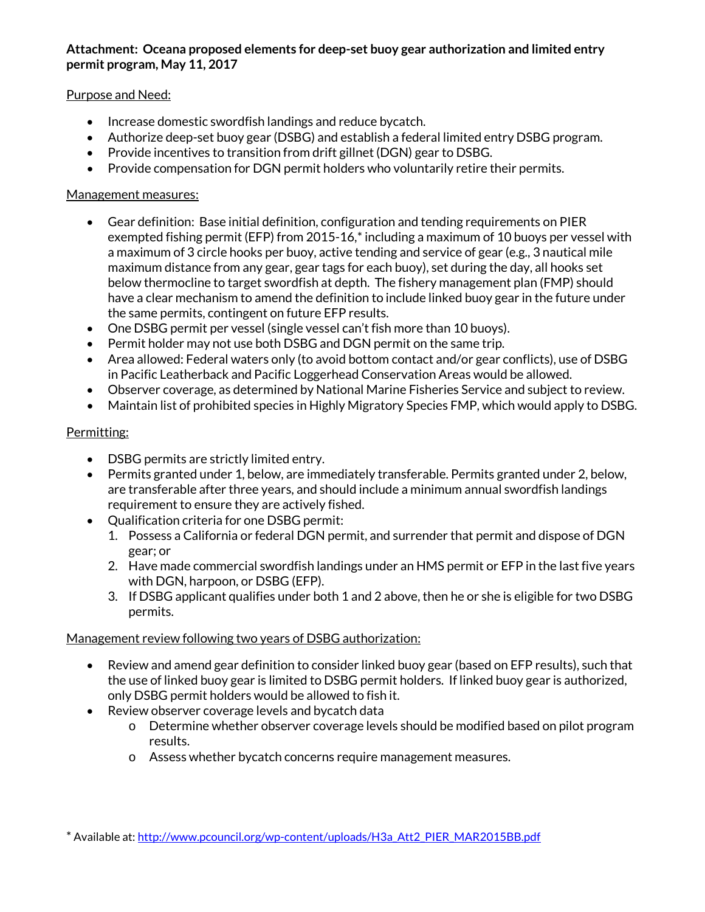**Attachment: Oceana proposed elements for deep-set buoy gear authorization and limited entry permit program, May 11, 2017**

Purpose and Need:

- Increase domestic swordfish landings and reduce bycatch.
- Authorize deep-set buoy gear (DSBG) and establish a federal limited entry DSBG program.
- Provide incentives to transition from drift gillnet (DGN) gear to DSBG.
- Provide compensation for DGN permit holders who voluntarily retire their permits.

Management measures:

- Gear definition: Base initial definition, configuration and tending requirements on PIER exempted fishing permit (EFP) from 2015-16,* including a maximum of 10 buoys per vessel with a maximum of 3 circle hooks per buoy, active tending and service of gear (e.g., 3 nautical mile maximum distance from any gear, gear tags for each buoy), set during the day, all hooks set below thermocline to target swordfish at depth. The fishery management plan (FMP) should have a clear mechanism to amend the definition to include linked buoy gear in the future under the same permits, contingent on future EFP results.
- One DSBG permit per vessel (single vessel can't fish more than 10 buoys).
- Permit holder may not use both DSBG and DGN permit on the same trip.
- Area allowed: Federal waters only (to avoid bottom contact and/or gear conflicts), use of DSBG in Pacific Leatherback and Pacific Loggerhead Conservation Areas would be allowed.
- Observer coverage, as determined by National Marine Fisheries Service and subject to review.
- Maintain list of prohibited species in Highly Migratory Species FMP, which would apply to DSBG.

Permitting:

- DSBG permits are strictly limited entry.
- Permits granted under 1, below, are immediately transferable. Permits granted under 2, below, are transferable after three years, and should include a minimum annual swordfish landings requirement to ensure they are actively fished.
- Qualification criteria for one DSBG permit:
  1. Possess a California or federal DGN permit, and surrender that permit and dispose of DGN gear; or
  2. Have made commercial swordfish landings under an HMS permit or EFP in the last five years with DGN, harpoon, or DSBG (EFP).
  3. If DSBG applicant qualifies under both 1 and 2 above, then he or she is eligible for two DSBG permits.

Management review following two years of DSBG authorization:

- Review and amend gear definition to consider linked buoy gear (based on EFP results), such that the use of linked buoy gear is limited to DSBG permit holders. If linked buoy gear is authorized, only DSBG permit holders would be allowed to fish it.
- Review observer coverage levels and bycatch data
  - Determine whether observer coverage levels should be modified based on pilot program results.
  - Assess whether bycatch concerns require management measures.

* Available at: http://www.pcouncil.org/wp-content/uploads/H3a_Att2_PIER_MAR2015BB.pdf